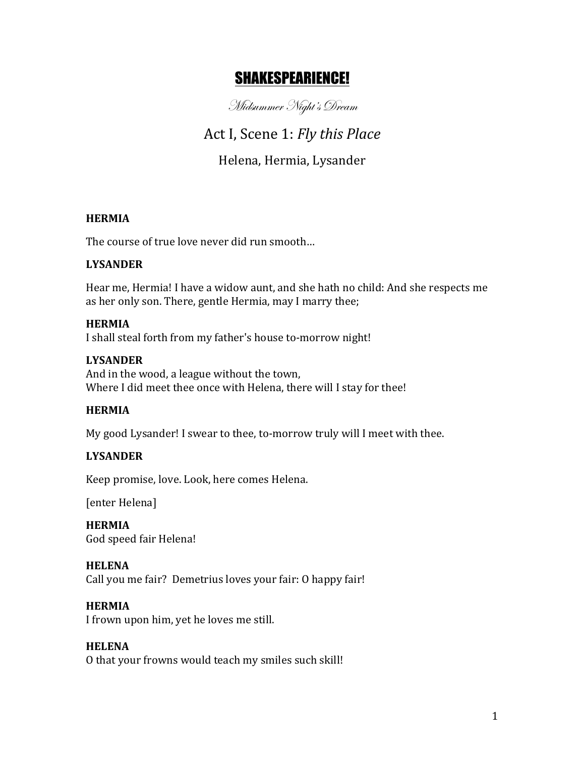# SHAKESPEARIENCE!

*Midsummer Night's Dream*

## Act I, Scene 1: *Fly this Place*

Helena, Hermia, Lysander

**HERMIA**

The course of true love never did run smooth…

**LYSANDER**

Hear me, Hermia! I have a widow aunt, and she hath no child: And she respects me as her only son. There, gentle Hermia, may I marry thee;

**HERMIA**

I shall steal forth from my father's house to-morrow night!

**LYSANDER**

And in the wood, a league without the town,
Where I did meet thee once with Helena, there will I stay for thee!

**HERMIA**

My good Lysander! I swear to thee, to-morrow truly will I meet with thee.

**LYSANDER**

Keep promise, love. Look, here comes Helena.

[enter Helena]

**HERMIA**

God speed fair Helena!

**HELENA**

Call you me fair? Demetrius loves your fair: O happy fair!

**HERMIA**

I frown upon him, yet he loves me still.

**HELENA**

O that your frowns would teach my smiles such skill!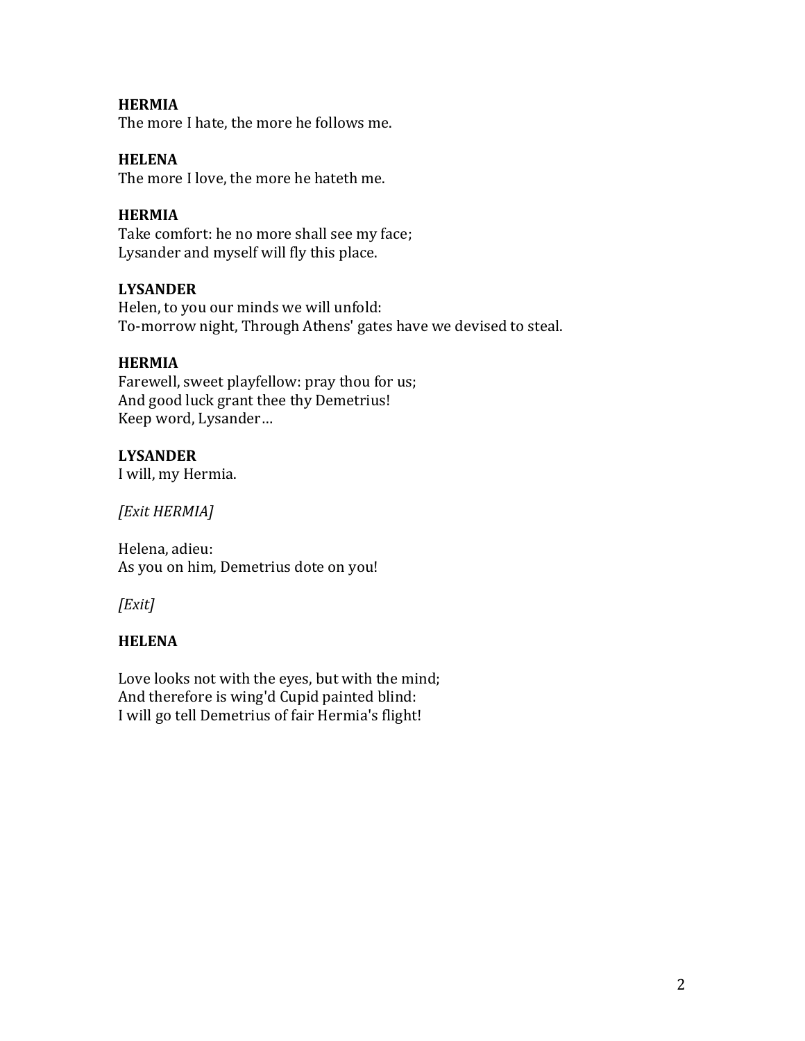**HERMIA**
The more I hate, the more he follows me.

**HELENA**
The more I love, the more he hateth me.

**HERMIA**
Take comfort: he no more shall see my face;
Lysander and myself will fly this place.

**LYSANDER**
Helen, to you our minds we will unfold:
To-morrow night, Through Athens' gates have we devised to steal.

**HERMIA**
Farewell, sweet playfellow: pray thou for us;
And good luck grant thee thy Demetrius!
Keep word, Lysander…

**LYSANDER**
I will, my Hermia.

*[Exit HERMIA]*

Helena, adieu:
As you on him, Demetrius dote on you!

*[Exit]*

**HELENA**

Love looks not with the eyes, but with the mind;
And therefore is wing'd Cupid painted blind:
I will go tell Demetrius of fair Hermia's flight!